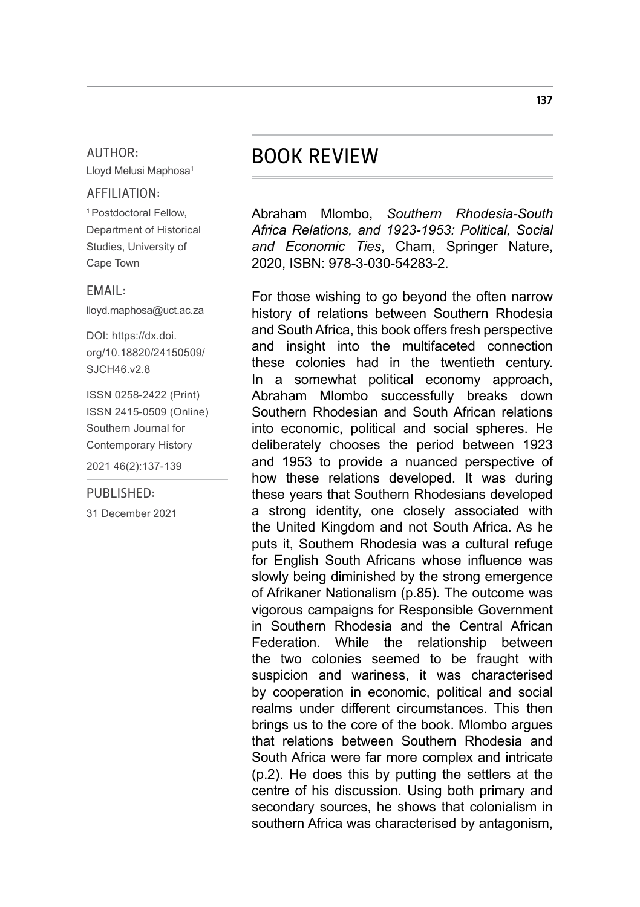AUTHOR:
Lloyd Melusi Maphosa[1]

AFFILIATION:
[1] Postdoctoral Fellow, Department of Historical Studies, University of Cape Town

EMAIL:
lloyd.maphosa@uct.ac.za

DOI: https://dx.doi.org/10.18820/24150509/SJCH46.v2.8

ISSN 0258-2422 (Print)
ISSN 2415-0509 (Online)
Southern Journal for Contemporary History
2021 46(2):137-139

PUBLISHED:
31 December 2021

# BOOK REVIEW

Abraham Mlombo, *Southern Rhodesia-South Africa Relations, and 1923-1953: Political, Social and Economic Ties*, Cham, Springer Nature, 2020, ISBN: 978-3-030-54283-2.

For those wishing to go beyond the often narrow history of relations between Southern Rhodesia and South Africa, this book offers fresh perspective and insight into the multifaceted connection these colonies had in the twentieth century. In a somewhat political economy approach, Abraham Mlombo successfully breaks down Southern Rhodesian and South African relations into economic, political and social spheres. He deliberately chooses the period between 1923 and 1953 to provide a nuanced perspective of how these relations developed. It was during these years that Southern Rhodesians developed a strong identity, one closely associated with the United Kingdom and not South Africa. As he puts it, Southern Rhodesia was a cultural refuge for English South Africans whose influence was slowly being diminished by the strong emergence of Afrikaner Nationalism (p.85). The outcome was vigorous campaigns for Responsible Government in Southern Rhodesia and the Central African Federation. While the relationship between the two colonies seemed to be fraught with suspicion and wariness, it was characterised by cooperation in economic, political and social realms under different circumstances. This then brings us to the core of the book. Mlombo argues that relations between Southern Rhodesia and South Africa were far more complex and intricate (p.2). He does this by putting the settlers at the centre of his discussion. Using both primary and secondary sources, he shows that colonialism in southern Africa was characterised by antagonism,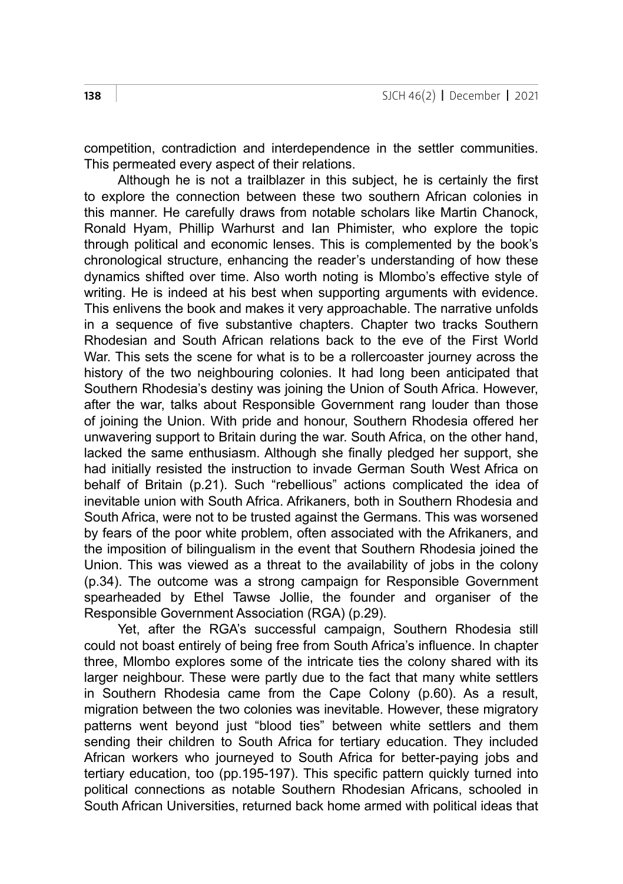competition, contradiction and interdependence in the settler communities. This permeated every aspect of their relations.

Although he is not a trailblazer in this subject, he is certainly the first to explore the connection between these two southern African colonies in this manner. He carefully draws from notable scholars like Martin Chanock, Ronald Hyam, Phillip Warhurst and Ian Phimister, who explore the topic through political and economic lenses. This is complemented by the book's chronological structure, enhancing the reader's understanding of how these dynamics shifted over time. Also worth noting is Mlombo's effective style of writing. He is indeed at his best when supporting arguments with evidence. This enlivens the book and makes it very approachable. The narrative unfolds in a sequence of five substantive chapters. Chapter two tracks Southern Rhodesian and South African relations back to the eve of the First World War. This sets the scene for what is to be a rollercoaster journey across the history of the two neighbouring colonies. It had long been anticipated that Southern Rhodesia's destiny was joining the Union of South Africa. However, after the war, talks about Responsible Government rang louder than those of joining the Union. With pride and honour, Southern Rhodesia offered her unwavering support to Britain during the war. South Africa, on the other hand, lacked the same enthusiasm. Although she finally pledged her support, she had initially resisted the instruction to invade German South West Africa on behalf of Britain (p.21). Such "rebellious" actions complicated the idea of inevitable union with South Africa. Afrikaners, both in Southern Rhodesia and South Africa, were not to be trusted against the Germans. This was worsened by fears of the poor white problem, often associated with the Afrikaners, and the imposition of bilingualism in the event that Southern Rhodesia joined the Union. This was viewed as a threat to the availability of jobs in the colony (p.34). The outcome was a strong campaign for Responsible Government spearheaded by Ethel Tawse Jollie, the founder and organiser of the Responsible Government Association (RGA) (p.29).

Yet, after the RGA's successful campaign, Southern Rhodesia still could not boast entirely of being free from South Africa's influence. In chapter three, Mlombo explores some of the intricate ties the colony shared with its larger neighbour. These were partly due to the fact that many white settlers in Southern Rhodesia came from the Cape Colony (p.60). As a result, migration between the two colonies was inevitable. However, these migratory patterns went beyond just "blood ties" between white settlers and them sending their children to South Africa for tertiary education. They included African workers who journeyed to South Africa for better-paying jobs and tertiary education, too (pp.195-197). This specific pattern quickly turned into political connections as notable Southern Rhodesian Africans, schooled in South African Universities, returned back home armed with political ideas that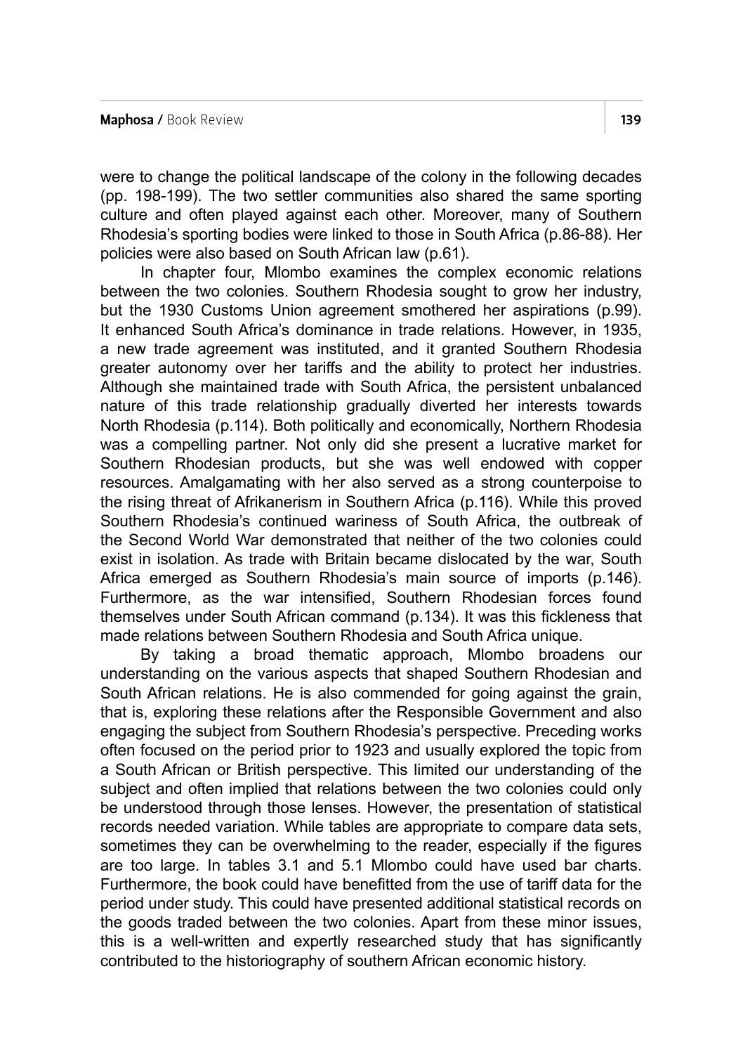were to change the political landscape of the colony in the following decades (pp. 198-199). The two settler communities also shared the same sporting culture and often played against each other. Moreover, many of Southern Rhodesia's sporting bodies were linked to those in South Africa (p.86-88). Her policies were also based on South African law (p.61).

In chapter four, Mlombo examines the complex economic relations between the two colonies. Southern Rhodesia sought to grow her industry, but the 1930 Customs Union agreement smothered her aspirations (p.99). It enhanced South Africa's dominance in trade relations. However, in 1935, a new trade agreement was instituted, and it granted Southern Rhodesia greater autonomy over her tariffs and the ability to protect her industries. Although she maintained trade with South Africa, the persistent unbalanced nature of this trade relationship gradually diverted her interests towards North Rhodesia (p.114). Both politically and economically, Northern Rhodesia was a compelling partner. Not only did she present a lucrative market for Southern Rhodesian products, but she was well endowed with copper resources. Amalgamating with her also served as a strong counterpoise to the rising threat of Afrikanerism in Southern Africa (p.116). While this proved Southern Rhodesia's continued wariness of South Africa, the outbreak of the Second World War demonstrated that neither of the two colonies could exist in isolation. As trade with Britain became dislocated by the war, South Africa emerged as Southern Rhodesia's main source of imports (p.146). Furthermore, as the war intensified, Southern Rhodesian forces found themselves under South African command (p.134). It was this fickleness that made relations between Southern Rhodesia and South Africa unique.

By taking a broad thematic approach, Mlombo broadens our understanding on the various aspects that shaped Southern Rhodesian and South African relations. He is also commended for going against the grain, that is, exploring these relations after the Responsible Government and also engaging the subject from Southern Rhodesia's perspective. Preceding works often focused on the period prior to 1923 and usually explored the topic from a South African or British perspective. This limited our understanding of the subject and often implied that relations between the two colonies could only be understood through those lenses. However, the presentation of statistical records needed variation. While tables are appropriate to compare data sets, sometimes they can be overwhelming to the reader, especially if the figures are too large. In tables 3.1 and 5.1 Mlombo could have used bar charts. Furthermore, the book could have benefitted from the use of tariff data for the period under study. This could have presented additional statistical records on the goods traded between the two colonies. Apart from these minor issues, this is a well-written and expertly researched study that has significantly contributed to the historiography of southern African economic history.